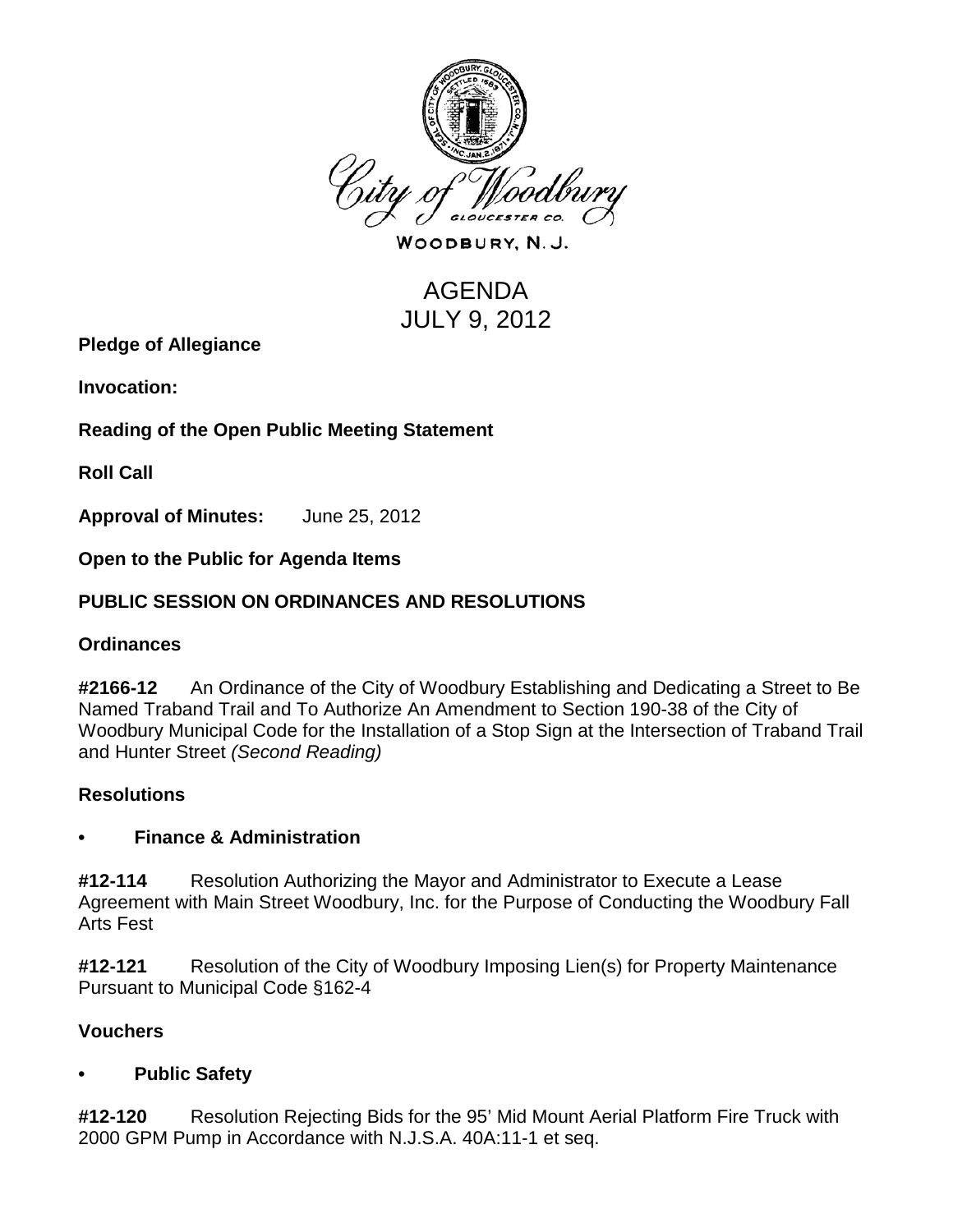City of Woodbury
GLOUCESTER CO.

WOODBURY, N. J.

# AGENDA
# JULY 9, 2012

**Pledge of Allegiance**

**Invocation:**

**Reading of the Open Public Meeting Statement**

**Roll Call**

**Approval of Minutes:** June 25, 2012

**Open to the Public for Agenda Items**

## PUBLIC SESSION ON ORDINANCES AND RESOLUTIONS

### Ordinances

**#2166-12** An Ordinance of the City of Woodbury Establishing and Dedicating a Street to Be Named Traband Trail and To Authorize An Amendment to Section 190-38 of the City of Woodbury Municipal Code for the Installation of a Stop Sign at the Intersection of Traband Trail and Hunter Street *(Second Reading)*

### Resolutions

- **Finance & Administration**

**#12-114** Resolution Authorizing the Mayor and Administrator to Execute a Lease Agreement with Main Street Woodbury, Inc. for the Purpose of Conducting the Woodbury Fall Arts Fest

**#12-121** Resolution of the City of Woodbury Imposing Lien(s) for Property Maintenance Pursuant to Municipal Code §162-4

### Vouchers

- **Public Safety**

**#12-120** Resolution Rejecting Bids for the 95' Mid Mount Aerial Platform Fire Truck with 2000 GPM Pump in Accordance with N.J.S.A. 40A:11-1 et seq.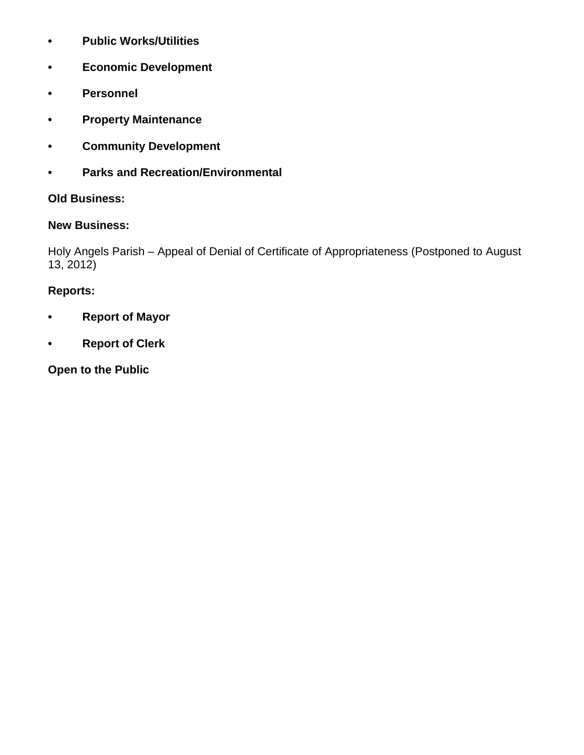- **Public Works/Utilities**
- **Economic Development**
- **Personnel**
- **Property Maintenance**
- **Community Development**
- **Parks and Recreation/Environmental**

**Old Business:**

**New Business:**

Holy Angels Parish – Appeal of Denial of Certificate of Appropriateness (Postponed to August 13, 2012)

**Reports:**

- **Report of Mayor**
- **Report of Clerk**

**Open to the Public**